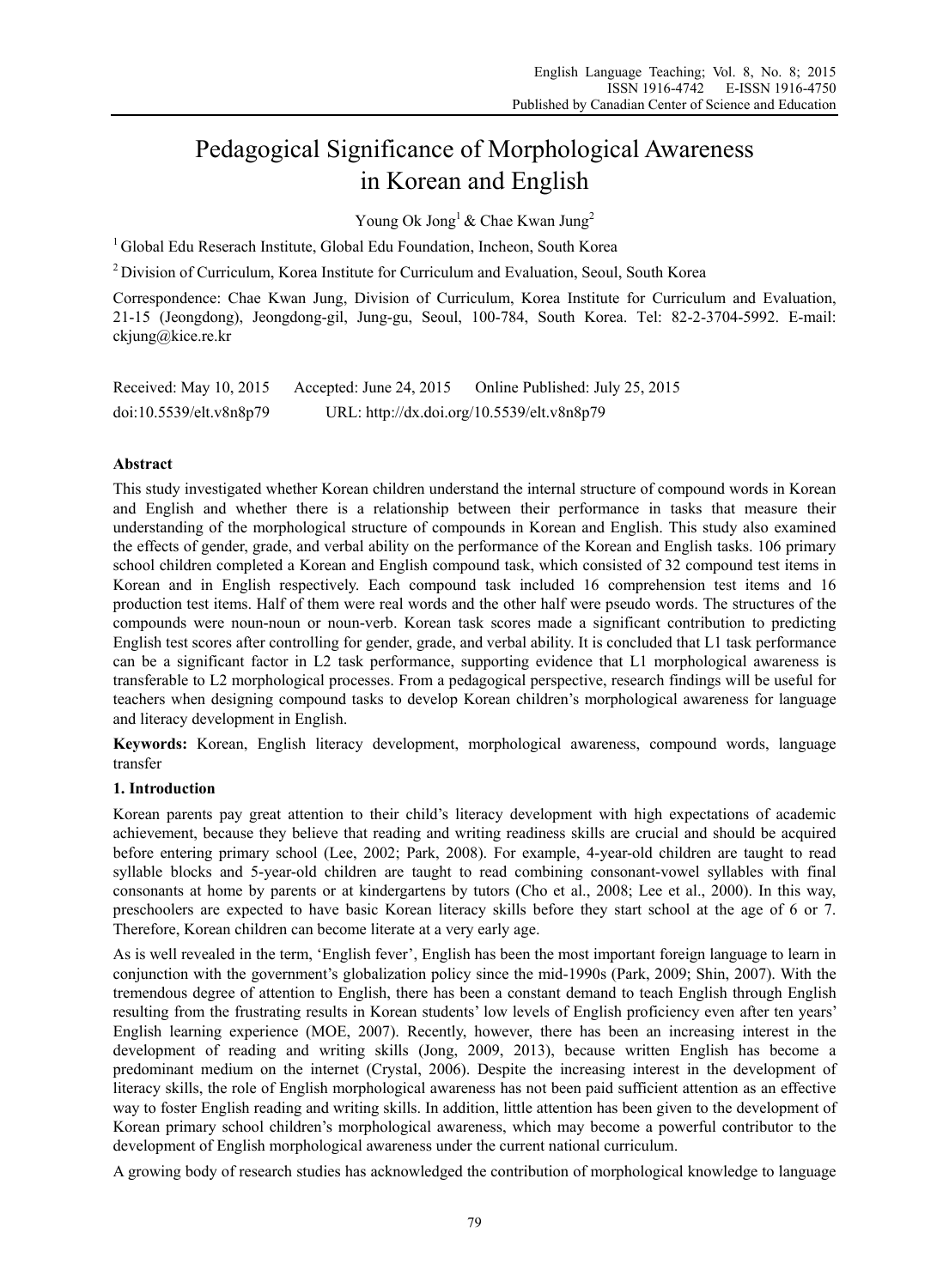# Pedagogical Significance of Morphological Awareness in Korean and English

Young Ok Jong[1] & Chae Kwan Jung[2]

[1] Global Edu Reserach Institute, Global Edu Foundation, Incheon, South Korea

[2] Division of Curriculum, Korea Institute for Curriculum and Evaluation, Seoul, South Korea

Correspondence: Chae Kwan Jung, Division of Curriculum, Korea Institute for Curriculum and Evaluation, 21-15 (Jeongdong), Jeongdong-gil, Jung-gu, Seoul, 100-784, South Korea. Tel: 82-2-3704-5992. E-mail: ckjung@kice.re.kr

Received: May 10, 2015 Accepted: June 24, 2015 Online Published: July 25, 2015

doi:10.5539/elt.v8n8p79 URL: http://dx.doi.org/10.5539/elt.v8n8p79

## Abstract

This study investigated whether Korean children understand the internal structure of compound words in Korean and English and whether there is a relationship between their performance in tasks that measure their understanding of the morphological structure of compounds in Korean and English. This study also examined the effects of gender, grade, and verbal ability on the performance of the Korean and English tasks. 106 primary school children completed a Korean and English compound task, which consisted of 32 compound test items in Korean and in English respectively. Each compound task included 16 comprehension test items and 16 production test items. Half of them were real words and the other half were pseudo words. The structures of the compounds were noun-noun or noun-verb. Korean task scores made a significant contribution to predicting English test scores after controlling for gender, grade, and verbal ability. It is concluded that L1 task performance can be a significant factor in L2 task performance, supporting evidence that L1 morphological awareness is transferable to L2 morphological processes. From a pedagogical perspective, research findings will be useful for teachers when designing compound tasks to develop Korean children's morphological awareness for language and literacy development in English.

**Keywords:** Korean, English literacy development, morphological awareness, compound words, language transfer

## 1. Introduction

Korean parents pay great attention to their child's literacy development with high expectations of academic achievement, because they believe that reading and writing readiness skills are crucial and should be acquired before entering primary school (Lee, 2002; Park, 2008). For example, 4-year-old children are taught to read syllable blocks and 5-year-old children are taught to read combining consonant-vowel syllables with final consonants at home by parents or at kindergartens by tutors (Cho et al., 2008; Lee et al., 2000). In this way, preschoolers are expected to have basic Korean literacy skills before they start school at the age of 6 or 7. Therefore, Korean children can become literate at a very early age.

As is well revealed in the term, 'English fever', English has been the most important foreign language to learn in conjunction with the government's globalization policy since the mid-1990s (Park, 2009; Shin, 2007). With the tremendous degree of attention to English, there has been a constant demand to teach English through English resulting from the frustrating results in Korean students' low levels of English proficiency even after ten years' English learning experience (MOE, 2007). Recently, however, there has been an increasing interest in the development of reading and writing skills (Jong, 2009, 2013), because written English has become a predominant medium on the internet (Crystal, 2006). Despite the increasing interest in the development of literacy skills, the role of English morphological awareness has not been paid sufficient attention as an effective way to foster English reading and writing skills. In addition, little attention has been given to the development of Korean primary school children's morphological awareness, which may become a powerful contributor to the development of English morphological awareness under the current national curriculum.

A growing body of research studies has acknowledged the contribution of morphological knowledge to language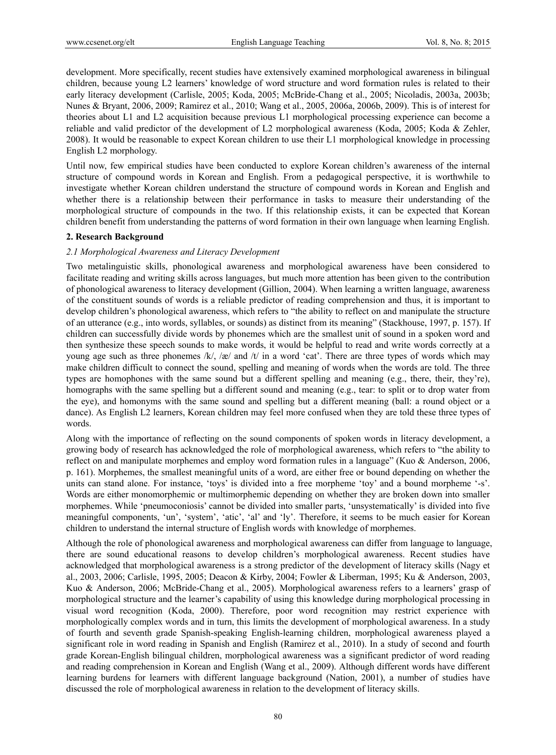development. More specifically, recent studies have extensively examined morphological awareness in bilingual children, because young L2 learners' knowledge of word structure and word formation rules is related to their early literacy development (Carlisle, 2005; Koda, 2005; McBride-Chang et al., 2005; Nicoladis, 2003a, 2003b; Nunes & Bryant, 2006, 2009; Ramirez et al., 2010; Wang et al., 2005, 2006a, 2006b, 2009). This is of interest for theories about L1 and L2 acquisition because previous L1 morphological processing experience can become a reliable and valid predictor of the development of L2 morphological awareness (Koda, 2005; Koda & Zehler, 2008). It would be reasonable to expect Korean children to use their L1 morphological knowledge in processing English L2 morphology.

Until now, few empirical studies have been conducted to explore Korean children's awareness of the internal structure of compound words in Korean and English. From a pedagogical perspective, it is worthwhile to investigate whether Korean children understand the structure of compound words in Korean and English and whether there is a relationship between their performance in tasks to measure their understanding of the morphological structure of compounds in the two. If this relationship exists, it can be expected that Korean children benefit from understanding the patterns of word formation in their own language when learning English.

## 2. Research Background

### *2.1 Morphological Awareness and Literacy Development*

Two metalinguistic skills, phonological awareness and morphological awareness have been considered to facilitate reading and writing skills across languages, but much more attention has been given to the contribution of phonological awareness to literacy development (Gillion, 2004). When learning a written language, awareness of the constituent sounds of words is a reliable predictor of reading comprehension and thus, it is important to develop children's phonological awareness, which refers to "the ability to reflect on and manipulate the structure of an utterance (e.g., into words, syllables, or sounds) as distinct from its meaning" (Stackhouse, 1997, p. 157). If children can successfully divide words by phonemes which are the smallest unit of sound in a spoken word and then synthesize these speech sounds to make words, it would be helpful to read and write words correctly at a young age such as three phonemes /k/, /æ/ and /t/ in a word 'cat'. There are three types of words which may make children difficult to connect the sound, spelling and meaning of words when the words are told. The three types are homophones with the same sound but a different spelling and meaning (e.g., there, their, they're), homographs with the same spelling but a different sound and meaning (e.g., tear: to split or to drop water from the eye), and homonyms with the same sound and spelling but a different meaning (ball: a round object or a dance). As English L2 learners, Korean children may feel more confused when they are told these three types of words.

Along with the importance of reflecting on the sound components of spoken words in literacy development, a growing body of research has acknowledged the role of morphological awareness, which refers to "the ability to reflect on and manipulate morphemes and employ word formation rules in a language" (Kuo & Anderson, 2006, p. 161). Morphemes, the smallest meaningful units of a word, are either free or bound depending on whether the units can stand alone. For instance, 'toys' is divided into a free morpheme 'toy' and a bound morpheme '-s'. Words are either monomorphemic or multimorphemic depending on whether they are broken down into smaller morphemes. While 'pneumoconiosis' cannot be divided into smaller parts, 'unsystematically' is divided into five meaningful components, 'un', 'system', 'atic', 'al' and 'ly'. Therefore, it seems to be much easier for Korean children to understand the internal structure of English words with knowledge of morphemes.

Although the role of phonological awareness and morphological awareness can differ from language to language, there are sound educational reasons to develop children's morphological awareness. Recent studies have acknowledged that morphological awareness is a strong predictor of the development of literacy skills (Nagy et al., 2003, 2006; Carlisle, 1995, 2005; Deacon & Kirby, 2004; Fowler & Liberman, 1995; Ku & Anderson, 2003, Kuo & Anderson, 2006; McBride-Chang et al., 2005). Morphological awareness refers to a learners' grasp of morphological structure and the learner's capability of using this knowledge during morphological processing in visual word recognition (Koda, 2000). Therefore, poor word recognition may restrict experience with morphologically complex words and in turn, this limits the development of morphological awareness. In a study of fourth and seventh grade Spanish-speaking English-learning children, morphological awareness played a significant role in word reading in Spanish and English (Ramirez et al., 2010). In a study of second and fourth grade Korean-English bilingual children, morphological awareness was a significant predictor of word reading and reading comprehension in Korean and English (Wang et al., 2009). Although different words have different learning burdens for learners with different language background (Nation, 2001), a number of studies have discussed the role of morphological awareness in relation to the development of literacy skills.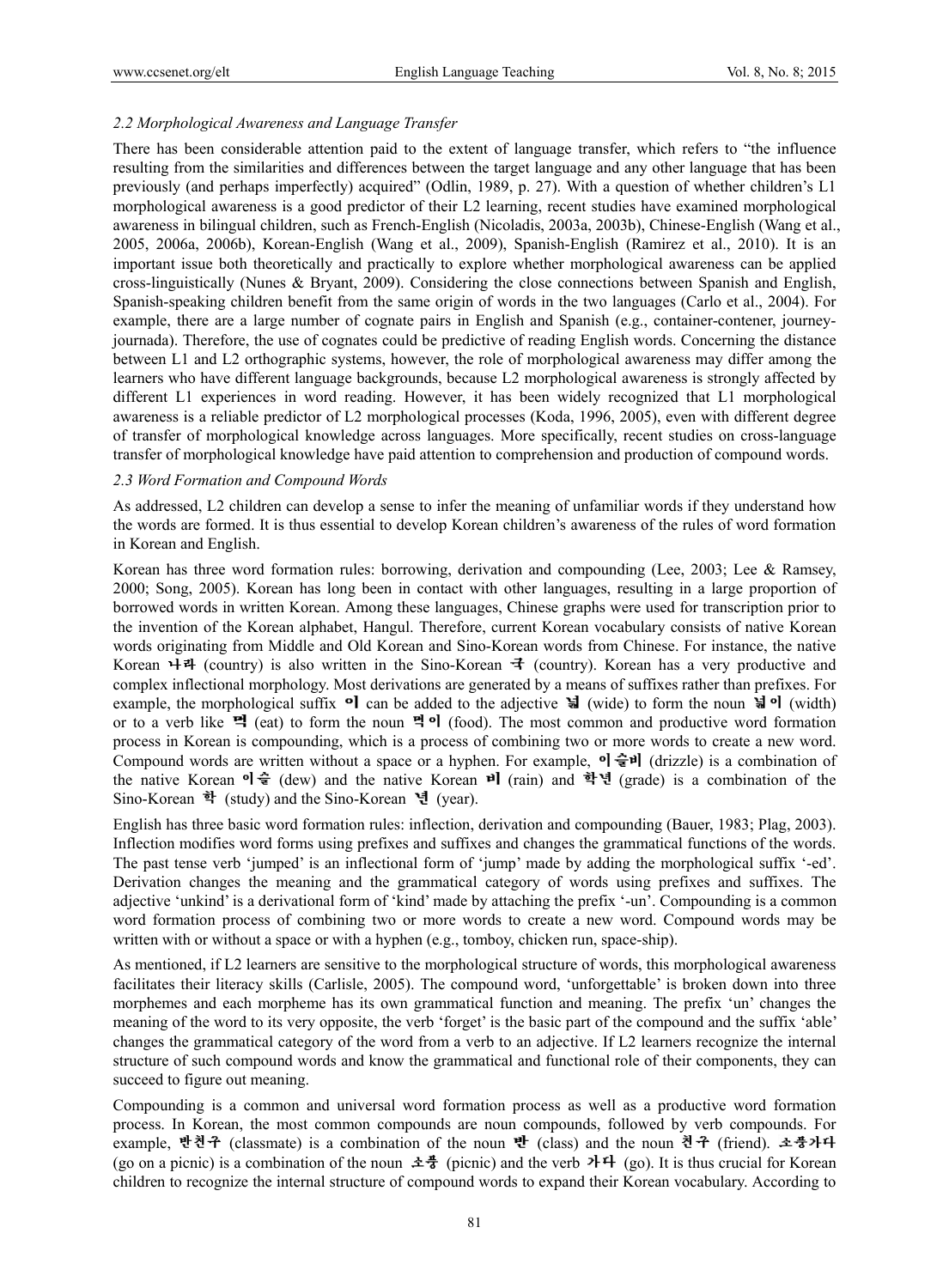### 2.2 Morphological Awareness and Language Transfer

There has been considerable attention paid to the extent of language transfer, which refers to "the influence resulting from the similarities and differences between the target language and any other language that has been previously (and perhaps imperfectly) acquired" (Odlin, 1989, p. 27). With a question of whether children's L1 morphological awareness is a good predictor of their L2 learning, recent studies have examined morphological awareness in bilingual children, such as French-English (Nicoladis, 2003a, 2003b), Chinese-English (Wang et al., 2005, 2006a, 2006b), Korean-English (Wang et al., 2009), Spanish-English (Ramirez et al., 2010). It is an important issue both theoretically and practically to explore whether morphological awareness can be applied cross-linguistically (Nunes & Bryant, 2009). Considering the close connections between Spanish and English, Spanish-speaking children benefit from the same origin of words in the two languages (Carlo et al., 2004). For example, there are a large number of cognate pairs in English and Spanish (e.g., container-contener, journey-journada). Therefore, the use of cognates could be predictive of reading English words. Concerning the distance between L1 and L2 orthographic systems, however, the role of morphological awareness may differ among the learners who have different language backgrounds, because L2 morphological awareness is strongly affected by different L1 experiences in word reading. However, it has been widely recognized that L1 morphological awareness is a reliable predictor of L2 morphological processes (Koda, 1996, 2005), even with different degree of transfer of morphological knowledge across languages. More specifically, recent studies on cross-language transfer of morphological knowledge have paid attention to comprehension and production of compound words.

### 2.3 Word Formation and Compound Words

As addressed, L2 children can develop a sense to infer the meaning of unfamiliar words if they understand how the words are formed. It is thus essential to develop Korean children's awareness of the rules of word formation in Korean and English.

Korean has three word formation rules: borrowing, derivation and compounding (Lee, 2003; Lee & Ramsey, 2000; Song, 2005). Korean has long been in contact with other languages, resulting in a large proportion of borrowed words in written Korean. Among these languages, Chinese graphs were used for transcription prior to the invention of the Korean alphabet, Hangul. Therefore, current Korean vocabulary consists of native Korean words originating from Middle and Old Korean and Sino-Korean words from Chinese. For instance, the native Korean **나라** (country) is also written in the Sino-Korean **국** (country). Korean has a very productive and complex inflectional morphology. Most derivations are generated by a means of suffixes rather than prefixes. For example, the morphological suffix **이** can be added to the adjective **넓** (wide) to form the noun **넓이** (width) or to a verb like **먹** (eat) to form the noun **먹이** (food). The most common and productive word formation process in Korean is compounding, which is a process of combining two or more words to create a new word. Compound words are written without a space or a hyphen. For example, **이슬비** (drizzle) is a combination of the native Korean **이슬** (dew) and the native Korean **비** (rain) and **학년** (grade) is a combination of the Sino-Korean **학** (study) and the Sino-Korean **년** (year).

English has three basic word formation rules: inflection, derivation and compounding (Bauer, 1983; Plag, 2003). Inflection modifies word forms using prefixes and suffixes and changes the grammatical functions of the words. The past tense verb 'jumped' is an inflectional form of 'jump' made by adding the morphological suffix '-ed'. Derivation changes the meaning and the grammatical category of words using prefixes and suffixes. The adjective 'unkind' is a derivational form of 'kind' made by attaching the prefix '-un'. Compounding is a common word formation process of combining two or more words to create a new word. Compound words may be written with or without a space or with a hyphen (e.g., tomboy, chicken run, space-ship).

As mentioned, if L2 learners are sensitive to the morphological structure of words, this morphological awareness facilitates their literacy skills (Carlisle, 2005). The compound word, 'unforgettable' is broken down into three morphemes and each morpheme has its own grammatical function and meaning. The prefix 'un' changes the meaning of the word to its very opposite, the verb 'forget' is the basic part of the compound and the suffix 'able' changes the grammatical category of the word from a verb to an adjective. If L2 learners recognize the internal structure of such compound words and know the grammatical and functional role of their components, they can succeed to figure out meaning.

Compounding is a common and universal word formation process as well as a productive word formation process. In Korean, the most common compounds are noun compounds, followed by verb compounds. For example, **반친구** (classmate) is a combination of the noun **반** (class) and the noun **친구** (friend). **소풍가다** (go on a picnic) is a combination of the noun **소풍** (picnic) and the verb **가다** (go). It is thus crucial for Korean children to recognize the internal structure of compound words to expand their Korean vocabulary. According to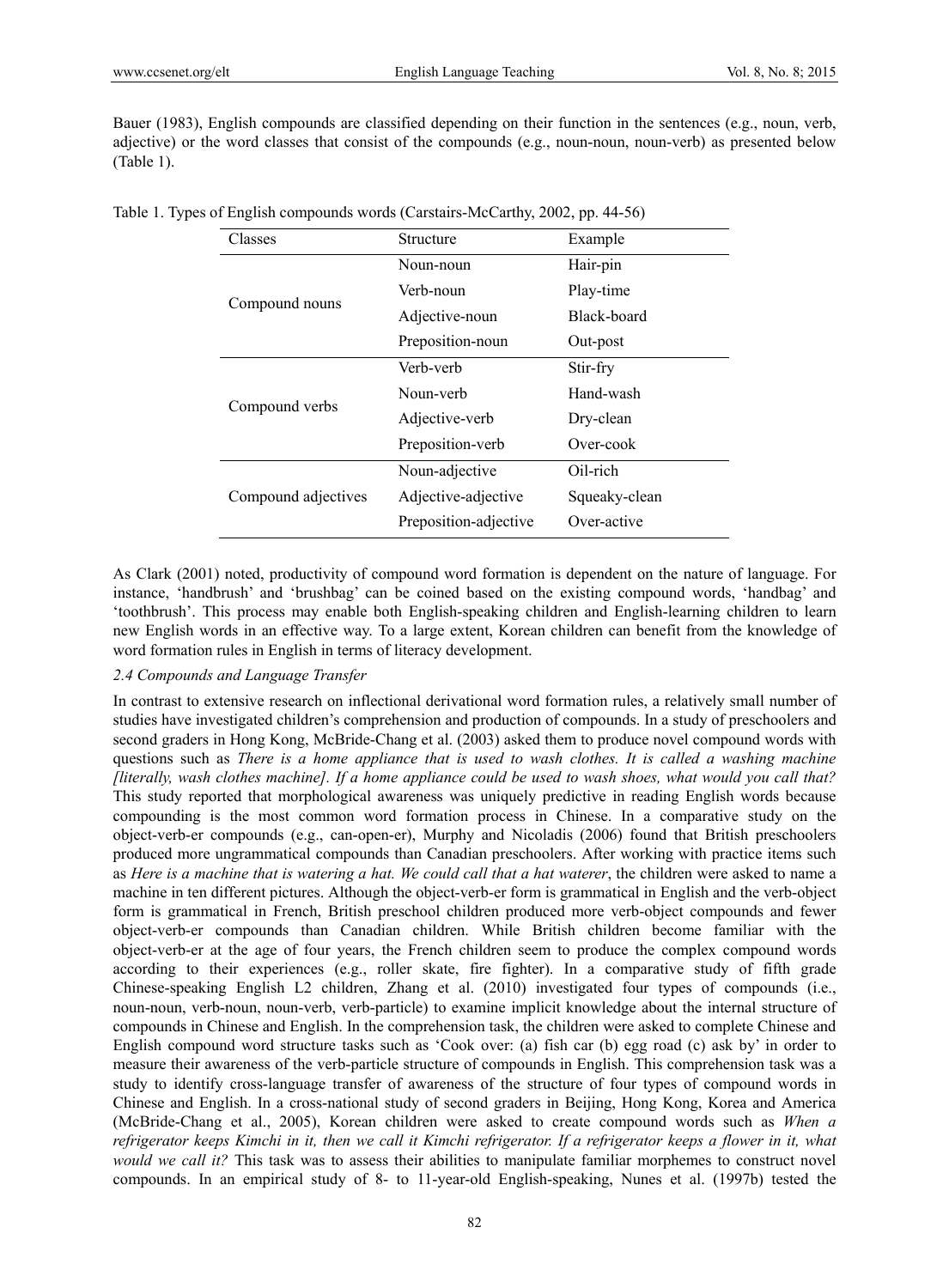Bauer (1983), English compounds are classified depending on their function in the sentences (e.g., noun, verb, adjective) or the word classes that consist of the compounds (e.g., noun-noun, noun-verb) as presented below (Table 1).

Table 1. Types of English compounds words (Carstairs-McCarthy, 2002, pp. 44-56)

| Classes | Structure | Example |
|---|---|---|
| Compound nouns | Noun-noun | Hair-pin |
| | Verb-noun | Play-time |
| | Adjective-noun | Black-board |
| | Preposition-noun | Out-post |
| Compound verbs | Verb-verb | Stir-fry |
| | Noun-verb | Hand-wash |
| | Adjective-verb | Dry-clean |
| | Preposition-verb | Over-cook |
| Compound adjectives | Noun-adjective | Oil-rich |
| | Adjective-adjective | Squeaky-clean |
| | Preposition-adjective | Over-active |

As Clark (2001) noted, productivity of compound word formation is dependent on the nature of language. For instance, 'handbrush' and 'brushbag' can be coined based on the existing compound words, 'handbag' and 'toothbrush'. This process may enable both English-speaking children and English-learning children to learn new English words in an effective way. To a large extent, Korean children can benefit from the knowledge of word formation rules in English in terms of literacy development.

### 2.4 Compounds and Language Transfer

In contrast to extensive research on inflectional derivational word formation rules, a relatively small number of studies have investigated children's comprehension and production of compounds. In a study of preschoolers and second graders in Hong Kong, McBride-Chang et al. (2003) asked them to produce novel compound words with questions such as *There is a home appliance that is used to wash clothes. It is called a washing machine [literally, wash clothes machine]. If a home appliance could be used to wash shoes, what would you call that?* This study reported that morphological awareness was uniquely predictive in reading English words because compounding is the most common word formation process in Chinese. In a comparative study on the object-verb-er compounds (e.g., can-open-er), Murphy and Nicoladis (2006) found that British preschoolers produced more ungrammatical compounds than Canadian preschoolers. After working with practice items such as *Here is a machine that is watering a hat. We could call that a hat waterer*, the children were asked to name a machine in ten different pictures. Although the object-verb-er form is grammatical in English and the verb-object form is grammatical in French, British preschool children produced more verb-object compounds and fewer object-verb-er compounds than Canadian children. While British children become familiar with the object-verb-er at the age of four years, the French children seem to produce the complex compound words according to their experiences (e.g., roller skate, fire fighter). In a comparative study of fifth grade Chinese-speaking English L2 children, Zhang et al. (2010) investigated four types of compounds (i.e., noun-noun, verb-noun, noun-verb, verb-particle) to examine implicit knowledge about the internal structure of compounds in Chinese and English. In the comprehension task, the children were asked to complete Chinese and English compound word structure tasks such as 'Cook over: (a) fish car (b) egg road (c) ask by' in order to measure their awareness of the verb-particle structure of compounds in English. This comprehension task was a study to identify cross-language transfer of awareness of the structure of four types of compound words in Chinese and English. In a cross-national study of second graders in Beijing, Hong Kong, Korea and America (McBride-Chang et al., 2005), Korean children were asked to create compound words such as *When a refrigerator keeps Kimchi in it, then we call it Kimchi refrigerator. If a refrigerator keeps a flower in it, what would we call it?* This task was to assess their abilities to manipulate familiar morphemes to construct novel compounds. In an empirical study of 8- to 11-year-old English-speaking, Nunes et al. (1997b) tested the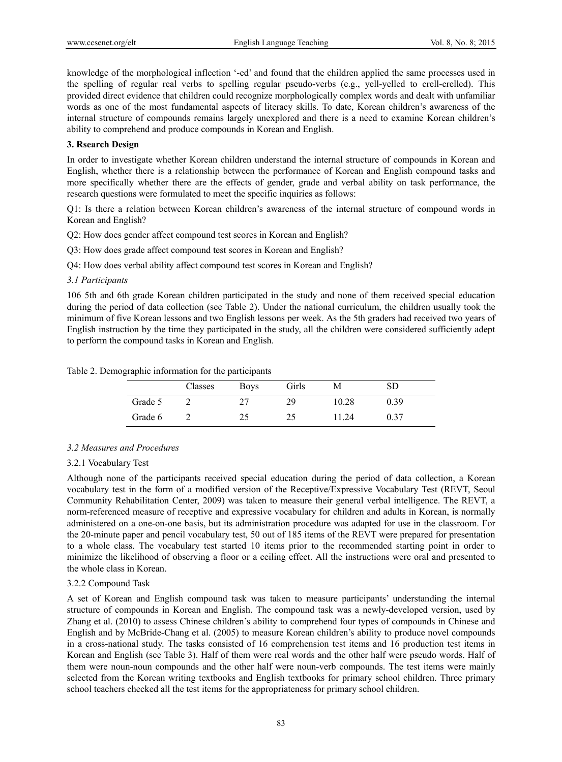knowledge of the morphological inflection '-ed' and found that the children applied the same processes used in the spelling of regular real verbs to spelling regular pseudo-verbs (e.g., yell-yelled to crell-crelled). This provided direct evidence that children could recognize morphologically complex words and dealt with unfamiliar words as one of the most fundamental aspects of literacy skills. To date, Korean children's awareness of the internal structure of compounds remains largely unexplored and there is a need to examine Korean children's ability to comprehend and produce compounds in Korean and English.

### 3. Rsearch Design

In order to investigate whether Korean children understand the internal structure of compounds in Korean and English, whether there is a relationship between the performance of Korean and English compound tasks and more specifically whether there are the effects of gender, grade and verbal ability on task performance, the research questions were formulated to meet the specific inquiries as follows:

Q1: Is there a relation between Korean children's awareness of the internal structure of compound words in Korean and English?

Q2: How does gender affect compound test scores in Korean and English?

Q3: How does grade affect compound test scores in Korean and English?

Q4: How does verbal ability affect compound test scores in Korean and English?

#### *3.1 Participants*

106 5th and 6th grade Korean children participated in the study and none of them received special education during the period of data collection (see Table 2). Under the national curriculum, the children usually took the minimum of five Korean lessons and two English lessons per week. As the 5th graders had received two years of English instruction by the time they participated in the study, all the children were considered sufficiently adept to perform the compound tasks in Korean and English.

Table 2. Demographic information for the participants

| | Classes | Boys | Girls | M | SD |
|---|---|---|---|---|---|
| Grade 5 | 2 | 27 | 29 | 10.28 | 0.39 |
| Grade 6 | 2 | 25 | 25 | 11.24 | 0.37 |

#### *3.2 Measures and Procedures*

##### 3.2.1 Vocabulary Test

Although none of the participants received special education during the period of data collection, a Korean vocabulary test in the form of a modified version of the Receptive/Expressive Vocabulary Test (REVT, Seoul Community Rehabilitation Center, 2009) was taken to measure their general verbal intelligence. The REVT, a norm-referenced measure of receptive and expressive vocabulary for children and adults in Korean, is normally administered on a one-on-one basis, but its administration procedure was adapted for use in the classroom. For the 20-minute paper and pencil vocabulary test, 50 out of 185 items of the REVT were prepared for presentation to a whole class. The vocabulary test started 10 items prior to the recommended starting point in order to minimize the likelihood of observing a floor or a ceiling effect. All the instructions were oral and presented to the whole class in Korean.

##### 3.2.2 Compound Task

A set of Korean and English compound task was taken to measure participants' understanding the internal structure of compounds in Korean and English. The compound task was a newly-developed version, used by Zhang et al. (2010) to assess Chinese children's ability to comprehend four types of compounds in Chinese and English and by McBride-Chang et al. (2005) to measure Korean children's ability to produce novel compounds in a cross-national study. The tasks consisted of 16 comprehension test items and 16 production test items in Korean and English (see Table 3). Half of them were real words and the other half were pseudo words. Half of them were noun-noun compounds and the other half were noun-verb compounds. The test items were mainly selected from the Korean writing textbooks and English textbooks for primary school children. Three primary school teachers checked all the test items for the appropriateness for primary school children.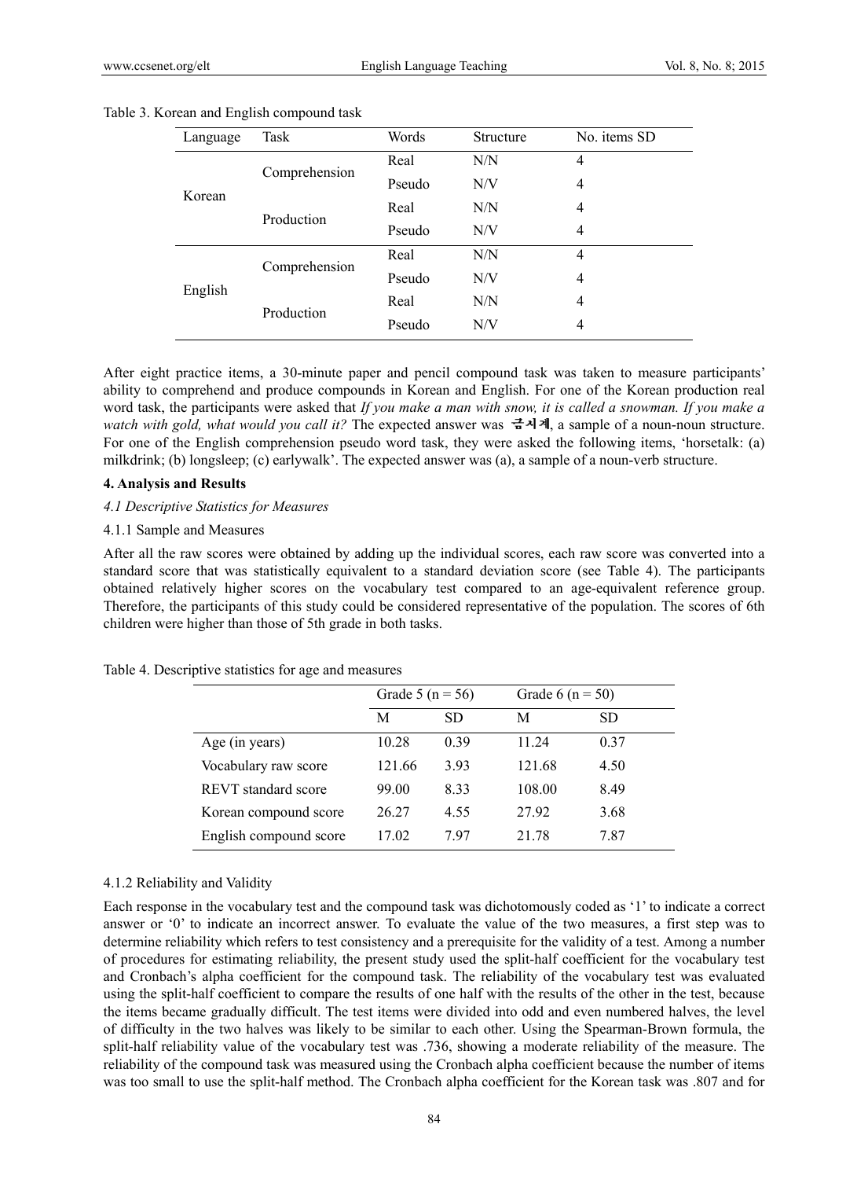Table 3. Korean and English compound task

| Language | Task | Words | Structure | No. items SD |
|---|---|---|---|---|
| Korean | Comprehension | Real | N/N | 4 |
| | | Pseudo | N/V | 4 |
| | Production | Real | N/N | 4 |
| | | Pseudo | N/V | 4 |
| English | Comprehension | Real | N/N | 4 |
| | | Pseudo | N/V | 4 |
| | Production | Real | N/N | 4 |
| | | Pseudo | N/V | 4 |

After eight practice items, a 30-minute paper and pencil compound task was taken to measure participants' ability to comprehend and produce compounds in Korean and English. For one of the Korean production real word task, the participants were asked that *If you make a man with snow, it is called a snowman. If you make a watch with gold, what would you call it?* The expected answer was **금시계**, a sample of a noun-noun structure. For one of the English comprehension pseudo word task, they were asked the following items, 'horsetalk: (a) milkdrink; (b) longsleep; (c) earlywalk'. The expected answer was (a), a sample of a noun-verb structure.

## 4. Analysis and Results

### *4.1 Descriptive Statistics for Measures*

#### 4.1.1 Sample and Measures

After all the raw scores were obtained by adding up the individual scores, each raw score was converted into a standard score that was statistically equivalent to a standard deviation score (see Table 4). The participants obtained relatively higher scores on the vocabulary test compared to an age-equivalent reference group. Therefore, the participants of this study could be considered representative of the population. The scores of 6th children were higher than those of 5th grade in both tasks.

Table 4. Descriptive statistics for age and measures

| | Grade 5 (n = 56) | | Grade 6 (n = 50) | |
|---|---|---|---|---|
| | M | SD | M | SD |
| Age (in years) | 10.28 | 0.39 | 11.24 | 0.37 |
| Vocabulary raw score | 121.66 | 3.93 | 121.68 | 4.50 |
| REVT standard score | 99.00 | 8.33 | 108.00 | 8.49 |
| Korean compound score | 26.27 | 4.55 | 27.92 | 3.68 |
| English compound score | 17.02 | 7.97 | 21.78 | 7.87 |

#### 4.1.2 Reliability and Validity

Each response in the vocabulary test and the compound task was dichotomously coded as '1' to indicate a correct answer or '0' to indicate an incorrect answer. To evaluate the value of the two measures, a first step was to determine reliability which refers to test consistency and a prerequisite for the validity of a test. Among a number of procedures for estimating reliability, the present study used the split-half coefficient for the vocabulary test and Cronbach's alpha coefficient for the compound task. The reliability of the vocabulary test was evaluated using the split-half coefficient to compare the results of one half with the results of the other in the test, because the items became gradually difficult. The test items were divided into odd and even numbered halves, the level of difficulty in the two halves was likely to be similar to each other. Using the Spearman-Brown formula, the split-half reliability value of the vocabulary test was .736, showing a moderate reliability of the measure. The reliability of the compound task was measured using the Cronbach alpha coefficient because the number of items was too small to use the split-half method. The Cronbach alpha coefficient for the Korean task was .807 and for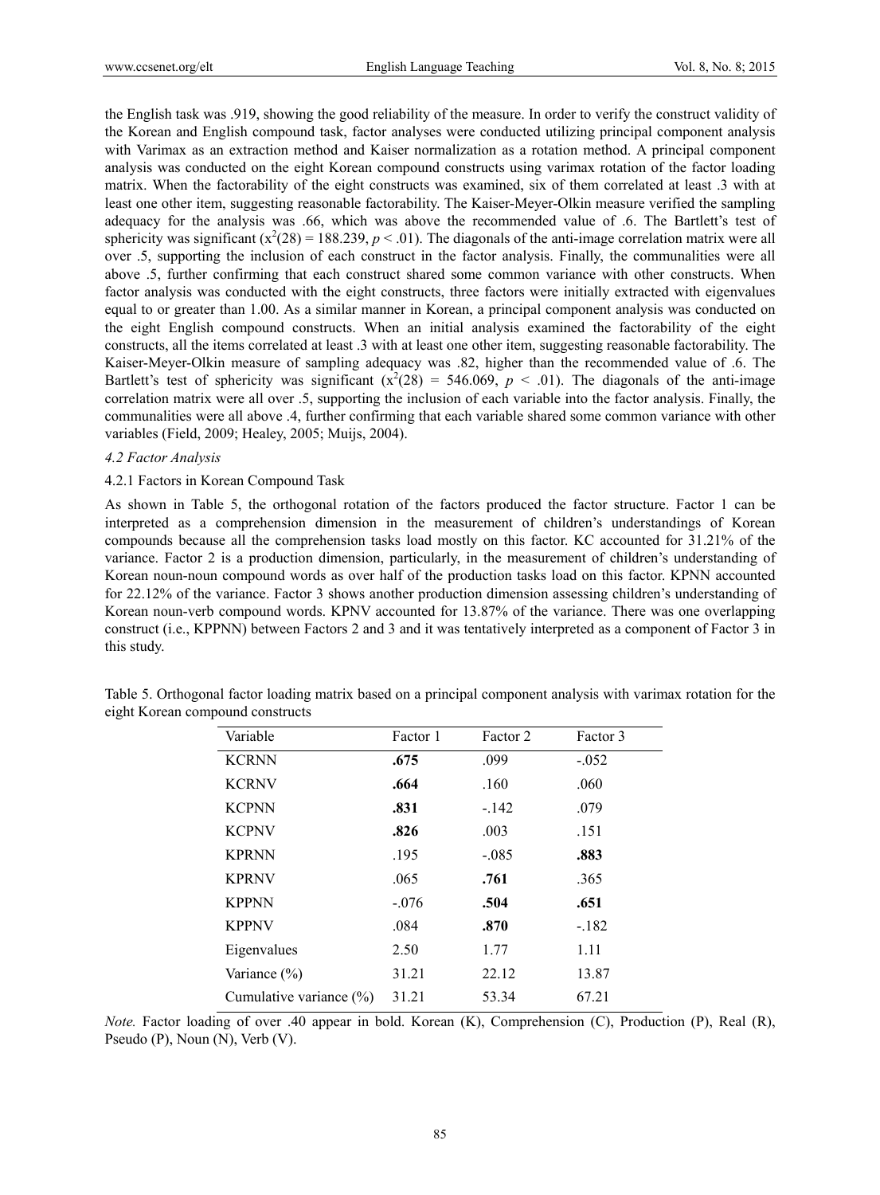the English task was .919, showing the good reliability of the measure. In order to verify the construct validity of the Korean and English compound task, factor analyses were conducted utilizing principal component analysis with Varimax as an extraction method and Kaiser normalization as a rotation method. A principal component analysis was conducted on the eight Korean compound constructs using varimax rotation of the factor loading matrix. When the factorability of the eight constructs was examined, six of them correlated at least .3 with at least one other item, suggesting reasonable factorability. The Kaiser-Meyer-Olkin measure verified the sampling adequacy for the analysis was .66, which was above the recommended value of .6. The Bartlett's test of sphericity was significant ($x^2(28) = 188.239$, $p < .01$). The diagonals of the anti-image correlation matrix were all over .5, supporting the inclusion of each construct in the factor analysis. Finally, the communalities were all above .5, further confirming that each construct shared some common variance with other constructs. When factor analysis was conducted with the eight constructs, three factors were initially extracted with eigenvalues equal to or greater than 1.00. As a similar manner in Korean, a principal component analysis was conducted on the eight English compound constructs. When an initial analysis examined the factorability of the eight constructs, all the items correlated at least .3 with at least one other item, suggesting reasonable factorability. The Kaiser-Meyer-Olkin measure of sampling adequacy was .82, higher than the recommended value of .6. The Bartlett's test of sphericity was significant ($x^2(28) = 546.069$, $p < .01$). The diagonals of the anti-image correlation matrix were all over .5, supporting the inclusion of each variable into the factor analysis. Finally, the communalities were all above .4, further confirming that each variable shared some common variance with other variables (Field, 2009; Healey, 2005; Muijs, 2004).

### *4.2 Factor Analysis*

#### 4.2.1 Factors in Korean Compound Task

As shown in Table 5, the orthogonal rotation of the factors produced the factor structure. Factor 1 can be interpreted as a comprehension dimension in the measurement of children's understandings of Korean compounds because all the comprehension tasks load mostly on this factor. KC accounted for 31.21% of the variance. Factor 2 is a production dimension, particularly, in the measurement of children's understanding of Korean noun-noun compound words as over half of the production tasks load on this factor. KPNN accounted for 22.12% of the variance. Factor 3 shows another production dimension assessing children's understanding of Korean noun-verb compound words. KPNV accounted for 13.87% of the variance. There was one overlapping construct (i.e., KPPNN) between Factors 2 and 3 and it was tentatively interpreted as a component of Factor 3 in this study.

Table 5. Orthogonal factor loading matrix based on a principal component analysis with varimax rotation for the eight Korean compound constructs

| Variable | Factor 1 | Factor 2 | Factor 3 |
|---|---|---|---|
| KCRNN | **.675** | .099 | -.052 |
| KCRNV | **.664** | .160 | .060 |
| KCPNN | **.831** | -.142 | .079 |
| KCPNV | **.826** | .003 | .151 |
| KPRNN | .195 | -.085 | **.883** |
| KPRNV | .065 | **.761** | .365 |
| KPPNN | -.076 | **.504** | **.651** |
| KPPNV | .084 | **.870** | -.182 |
| Eigenvalues | 2.50 | 1.77 | 1.11 |
| Variance (%) | 31.21 | 22.12 | 13.87 |
| Cumulative variance (%) | 31.21 | 53.34 | 67.21 |

*Note.* Factor loading of over .40 appear in bold. Korean (K), Comprehension (C), Production (P), Real (R), Pseudo (P), Noun (N), Verb (V).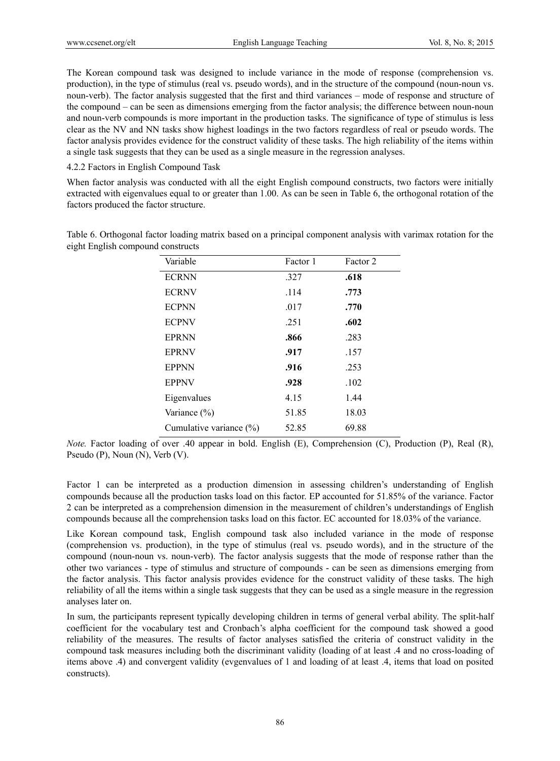The Korean compound task was designed to include variance in the mode of response (comprehension vs. production), in the type of stimulus (real vs. pseudo words), and in the structure of the compound (noun-noun vs. noun-verb). The factor analysis suggested that the first and third variances – mode of response and structure of the compound – can be seen as dimensions emerging from the factor analysis; the difference between noun-noun and noun-verb compounds is more important in the production tasks. The significance of type of stimulus is less clear as the NV and NN tasks show highest loadings in the two factors regardless of real or pseudo words. The factor analysis provides evidence for the construct validity of these tasks. The high reliability of the items within a single task suggests that they can be used as a single measure in the regression analyses.

#### 4.2.2 Factors in English Compound Task

When factor analysis was conducted with all the eight English compound constructs, two factors were initially extracted with eigenvalues equal to or greater than 1.00. As can be seen in Table 6, the orthogonal rotation of the factors produced the factor structure.

Table 6. Orthogonal factor loading matrix based on a principal component analysis with varimax rotation for the eight English compound constructs

| Variable | Factor 1 | Factor 2 |
|---|---|---|
| ECRNN | .327 | **.618** |
| ECRNV | .114 | **.773** |
| ECPNN | .017 | **.770** |
| ECPNV | .251 | **.602** |
| EPRNN | **.866** | .283 |
| EPRNV | **.917** | .157 |
| EPPNN | **.916** | .253 |
| EPPNV | **.928** | .102 |
| Eigenvalues | 4.15 | 1.44 |
| Variance (%) | 51.85 | 18.03 |
| Cumulative variance (%) | 52.85 | 69.88 |

*Note.* Factor loading of over .40 appear in bold. English (E), Comprehension (C), Production (P), Real (R), Pseudo (P), Noun (N), Verb (V).

Factor 1 can be interpreted as a production dimension in assessing children's understanding of English compounds because all the production tasks load on this factor. EP accounted for 51.85% of the variance. Factor 2 can be interpreted as a comprehension dimension in the measurement of children's understandings of English compounds because all the comprehension tasks load on this factor. EC accounted for 18.03% of the variance.

Like Korean compound task, English compound task also included variance in the mode of response (comprehension vs. production), in the type of stimulus (real vs. pseudo words), and in the structure of the compound (noun-noun vs. noun-verb). The factor analysis suggests that the mode of response rather than the other two variances - type of stimulus and structure of compounds - can be seen as dimensions emerging from the factor analysis. This factor analysis provides evidence for the construct validity of these tasks. The high reliability of all the items within a single task suggests that they can be used as a single measure in the regression analyses later on.

In sum, the participants represent typically developing children in terms of general verbal ability. The split-half coefficient for the vocabulary test and Cronbach's alpha coefficient for the compound task showed a good reliability of the measures. The results of factor analyses satisfied the criteria of construct validity in the compound task measures including both the discriminant validity (loading of at least .4 and no cross-loading of items above .4) and convergent validity (evgenvalues of 1 and loading of at least .4, items that load on posited constructs).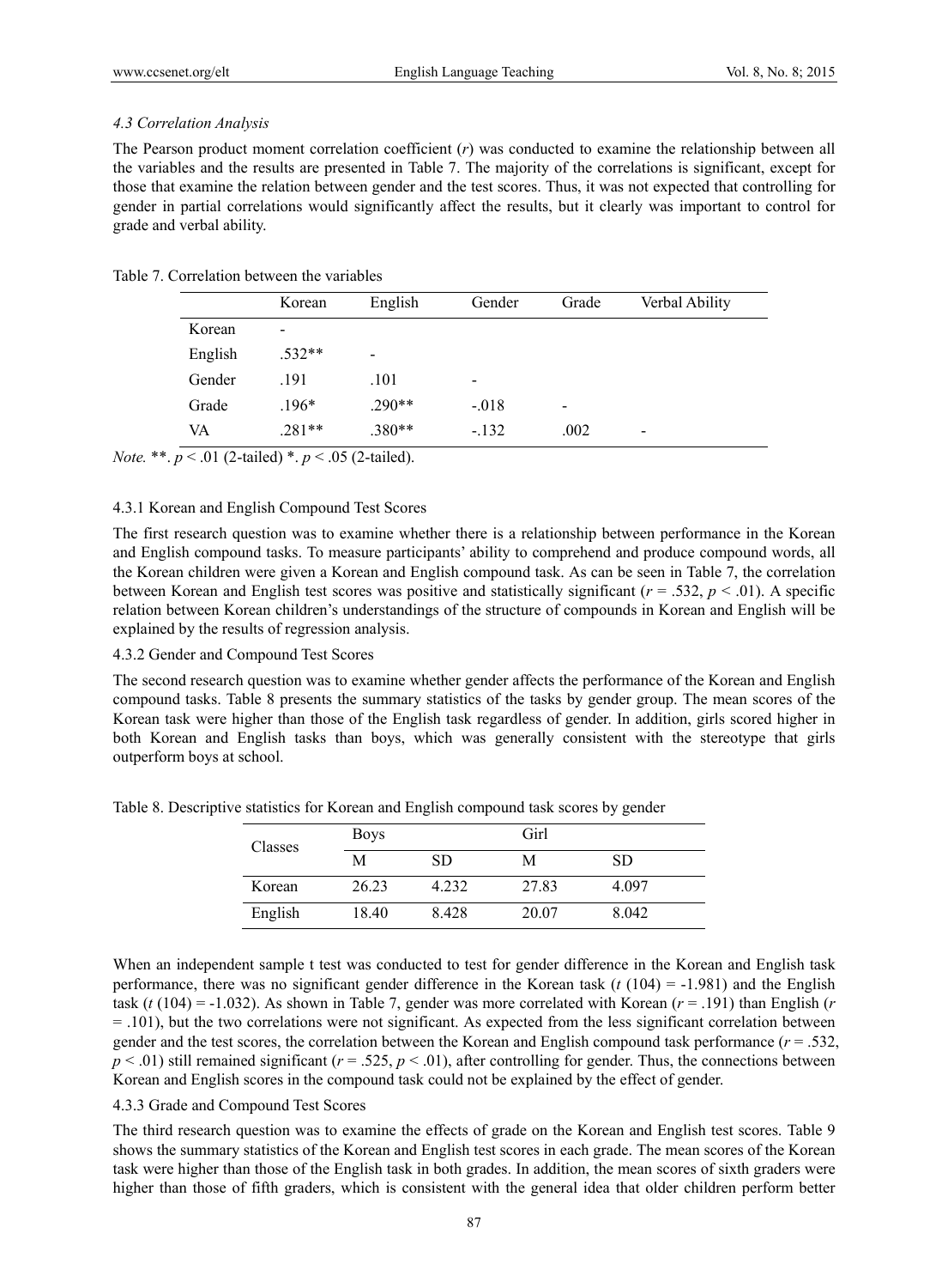### 4.3 Correlation Analysis

The Pearson product moment correlation coefficient ($r$) was conducted to examine the relationship between all the variables and the results are presented in Table 7. The majority of the correlations is significant, except for those that examine the relation between gender and the test scores. Thus, it was not expected that controlling for gender in partial correlations would significantly affect the results, but it clearly was important to control for grade and verbal ability.

Table 7. Correlation between the variables

| | Korean | English | Gender | Grade | Verbal Ability |
|---|---|---|---|---|---|
| Korean | - | | | | |
| English | .532** | - | | | |
| Gender | .191 | .101 | - | | |
| Grade | .196* | .290** | -.018 | - | |
| VA | .281** | .380** | -.132 | .002 | - |

*Note.* **. $p < .01$ (2-tailed) *. $p < .05$ (2-tailed).

#### 4.3.1 Korean and English Compound Test Scores

The first research question was to examine whether there is a relationship between performance in the Korean and English compound tasks. To measure participants' ability to comprehend and produce compound words, all the Korean children were given a Korean and English compound task. As can be seen in Table 7, the correlation between Korean and English test scores was positive and statistically significant ($r = .532$, $p < .01$). A specific relation between Korean children's understandings of the structure of compounds in Korean and English will be explained by the results of regression analysis.

#### 4.3.2 Gender and Compound Test Scores

The second research question was to examine whether gender affects the performance of the Korean and English compound tasks. Table 8 presents the summary statistics of the tasks by gender group. The mean scores of the Korean task were higher than those of the English task regardless of gender. In addition, girls scored higher in both Korean and English tasks than boys, which was generally consistent with the stereotype that girls outperform boys at school.

Table 8. Descriptive statistics for Korean and English compound task scores by gender

| Classes | Boys | | Girl | |
|---|---|---|---|---|
| | M | SD | M | SD |
| Korean | 26.23 | 4.232 | 27.83 | 4.097 |
| English | 18.40 | 8.428 | 20.07 | 8.042 |

When an independent sample t test was conducted to test for gender difference in the Korean and English task performance, there was no significant gender difference in the Korean task ($t$ (104) = -1.981) and the English task ($t$ (104) = -1.032). As shown in Table 7, gender was more correlated with Korean ($r = .191$) than English ($r = .101$), but the two correlations were not significant. As expected from the less significant correlation between gender and the test scores, the correlation between the Korean and English compound task performance ($r = .532$, $p < .01$) still remained significant ($r = .525$, $p < .01$), after controlling for gender. Thus, the connections between Korean and English scores in the compound task could not be explained by the effect of gender.

#### 4.3.3 Grade and Compound Test Scores

The third research question was to examine the effects of grade on the Korean and English test scores. Table 9 shows the summary statistics of the Korean and English test scores in each grade. The mean scores of the Korean task were higher than those of the English task in both grades. In addition, the mean scores of sixth graders were higher than those of fifth graders, which is consistent with the general idea that older children perform better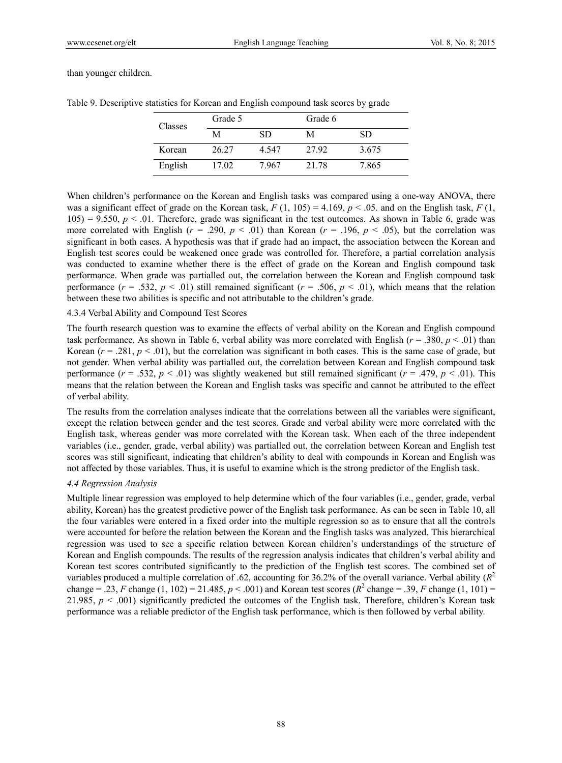than younger children.

Table 9. Descriptive statistics for Korean and English compound task scores by grade

| Classes | Grade 5 | | Grade 6 | |
|---|---|---|---|---|
| | M | SD | M | SD |
| Korean | 26.27 | 4.547 | 27.92 | 3.675 |
| English | 17.02 | 7.967 | 21.78 | 7.865 |

When children's performance on the Korean and English tasks was compared using a one-way ANOVA, there was a significant effect of grade on the Korean task, $F$ (1, 105) = 4.169, $p < .05$. and on the English task, $F$ (1, 105) = 9.550, $p < .01$. Therefore, grade was significant in the test outcomes. As shown in Table 6, grade was more correlated with English ($r = .290$, $p < .01$) than Korean ($r = .196$, $p < .05$), but the correlation was significant in both cases. A hypothesis was that if grade had an impact, the association between the Korean and English test scores could be weakened once grade was controlled for. Therefore, a partial correlation analysis was conducted to examine whether there is the effect of grade on the Korean and English compound task performance. When grade was partialled out, the correlation between the Korean and English compound task performance ($r = .532$, $p < .01$) still remained significant ($r = .506$, $p < .01$), which means that the relation between these two abilities is specific and not attributable to the children's grade.

4.3.4 Verbal Ability and Compound Test Scores

The fourth research question was to examine the effects of verbal ability on the Korean and English compound task performance. As shown in Table 6, verbal ability was more correlated with English ($r = .380$, $p < .01$) than Korean ($r = .281$, $p < .01$), but the correlation was significant in both cases. This is the same case of grade, but not gender. When verbal ability was partialled out, the correlation between Korean and English compound task performance ($r = .532$, $p < .01$) was slightly weakened but still remained significant ($r = .479$, $p < .01$). This means that the relation between the Korean and English tasks was specific and cannot be attributed to the effect of verbal ability.

The results from the correlation analyses indicate that the correlations between all the variables were significant, except the relation between gender and the test scores. Grade and verbal ability were more correlated with the English task, whereas gender was more correlated with the Korean task. When each of the three independent variables (i.e., gender, grade, verbal ability) was partialled out, the correlation between Korean and English test scores was still significant, indicating that children's ability to deal with compounds in Korean and English was not affected by those variables. Thus, it is useful to examine which is the strong predictor of the English task.

### *4.4 Regression Analysis*

Multiple linear regression was employed to help determine which of the four variables (i.e., gender, grade, verbal ability, Korean) has the greatest predictive power of the English task performance. As can be seen in Table 10, all the four variables were entered in a fixed order into the multiple regression so as to ensure that all the controls were accounted for before the relation between the Korean and the English tasks was analyzed. This hierarchical regression was used to see a specific relation between Korean children's understandings of the structure of Korean and English compounds. The results of the regression analysis indicates that children's verbal ability and Korean test scores contributed significantly to the prediction of the English test scores. The combined set of variables produced a multiple correlation of .62, accounting for 36.2% of the overall variance. Verbal ability ($R^2$ change = .23, $F$ change (1, 102) = 21.485, $p < .001$) and Korean test scores ($R^2$ change = .39, $F$ change (1, 101) = 21.985, $p < .001$) significantly predicted the outcomes of the English task. Therefore, children's Korean task performance was a reliable predictor of the English task performance, which is then followed by verbal ability.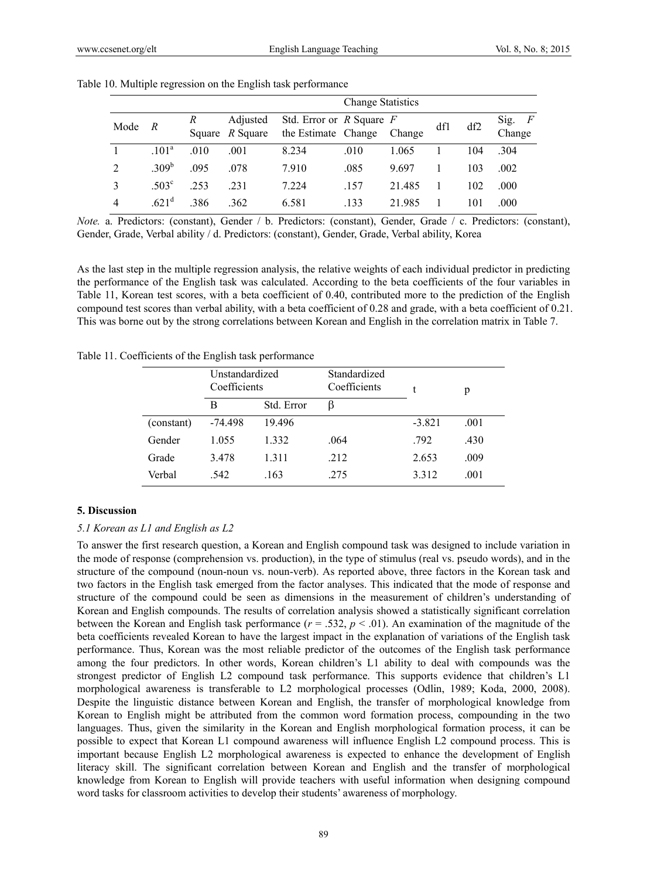Table 10. Multiple regression on the English task performance

| Mode | $R$ | $R$ Square | Adjusted $R$ Square | Std. Error of the Estimate | Change Statistics | | | | |
|---|---|---|---|---|---|---|---|---|---|
| | | | | | $R$ Square Change | $F$ Change | df1 | df2 | Sig. $F$ Change |
| 1 | .101[a] | .010 | .001 | 8.234 | .010 | 1.065 | 1 | 104 | .304 |
| 2 | .309[b] | .095 | .078 | 7.910 | .085 | 9.697 | 1 | 103 | .002 |
| 3 | .503[c] | .253 | .231 | 7.224 | .157 | 21.485 | 1 | 102 | .000 |
| 4 | .621[d] | .386 | .362 | 6.581 | .133 | 21.985 | 1 | 101 | .000 |

*Note.* a. Predictors: (constant), Gender / b. Predictors: (constant), Gender, Grade / c. Predictors: (constant), Gender, Grade, Verbal ability / d. Predictors: (constant), Gender, Grade, Verbal ability, Korea

As the last step in the multiple regression analysis, the relative weights of each individual predictor in predicting the performance of the English task was calculated. According to the beta coefficients of the four variables in Table 11, Korean test scores, with a beta coefficient of 0.40, contributed more to the prediction of the English compound test scores than verbal ability, with a beta coefficient of 0.28 and grade, with a beta coefficient of 0.21. This was borne out by the strong correlations between Korean and English in the correlation matrix in Table 7.

Table 11. Coefficients of the English task performance

| | Unstandardized Coefficients | | Standardized Coefficients | t | p |
|---|---|---|---|---|---|
| | B | Std. Error | β | | |
| (constant) | -74.498 | 19.496 | | -3.821 | .001 |
| Gender | 1.055 | 1.332 | .064 | .792 | .430 |
| Grade | 3.478 | 1.311 | .212 | 2.653 | .009 |
| Verbal | .542 | .163 | .275 | 3.312 | .001 |

## 5. Discussion

### 5.1 Korean as L1 and English as L2

To answer the first research question, a Korean and English compound task was designed to include variation in the mode of response (comprehension vs. production), in the type of stimulus (real vs. pseudo words), and in the structure of the compound (noun-noun vs. noun-verb). As reported above, three factors in the Korean task and two factors in the English task emerged from the factor analyses. This indicated that the mode of response and structure of the compound could be seen as dimensions in the measurement of children's understanding of Korean and English compounds. The results of correlation analysis showed a statistically significant correlation between the Korean and English task performance ($r = .532$, $p < .01$). An examination of the magnitude of the beta coefficients revealed Korean to have the largest impact in the explanation of variations of the English task performance. Thus, Korean was the most reliable predictor of the outcomes of the English task performance among the four predictors. In other words, Korean children's L1 ability to deal with compounds was the strongest predictor of English L2 compound task performance. This supports evidence that children's L1 morphological awareness is transferable to L2 morphological processes (Odlin, 1989; Koda, 2000, 2008). Despite the linguistic distance between Korean and English, the transfer of morphological knowledge from Korean to English might be attributed from the common word formation process, compounding in the two languages. Thus, given the similarity in the Korean and English morphological formation process, it can be possible to expect that Korean L1 compound awareness will influence English L2 compound process. This is important because English L2 morphological awareness is expected to enhance the development of English literacy skill. The significant correlation between Korean and English and the transfer of morphological knowledge from Korean to English will provide teachers with useful information when designing compound word tasks for classroom activities to develop their students' awareness of morphology.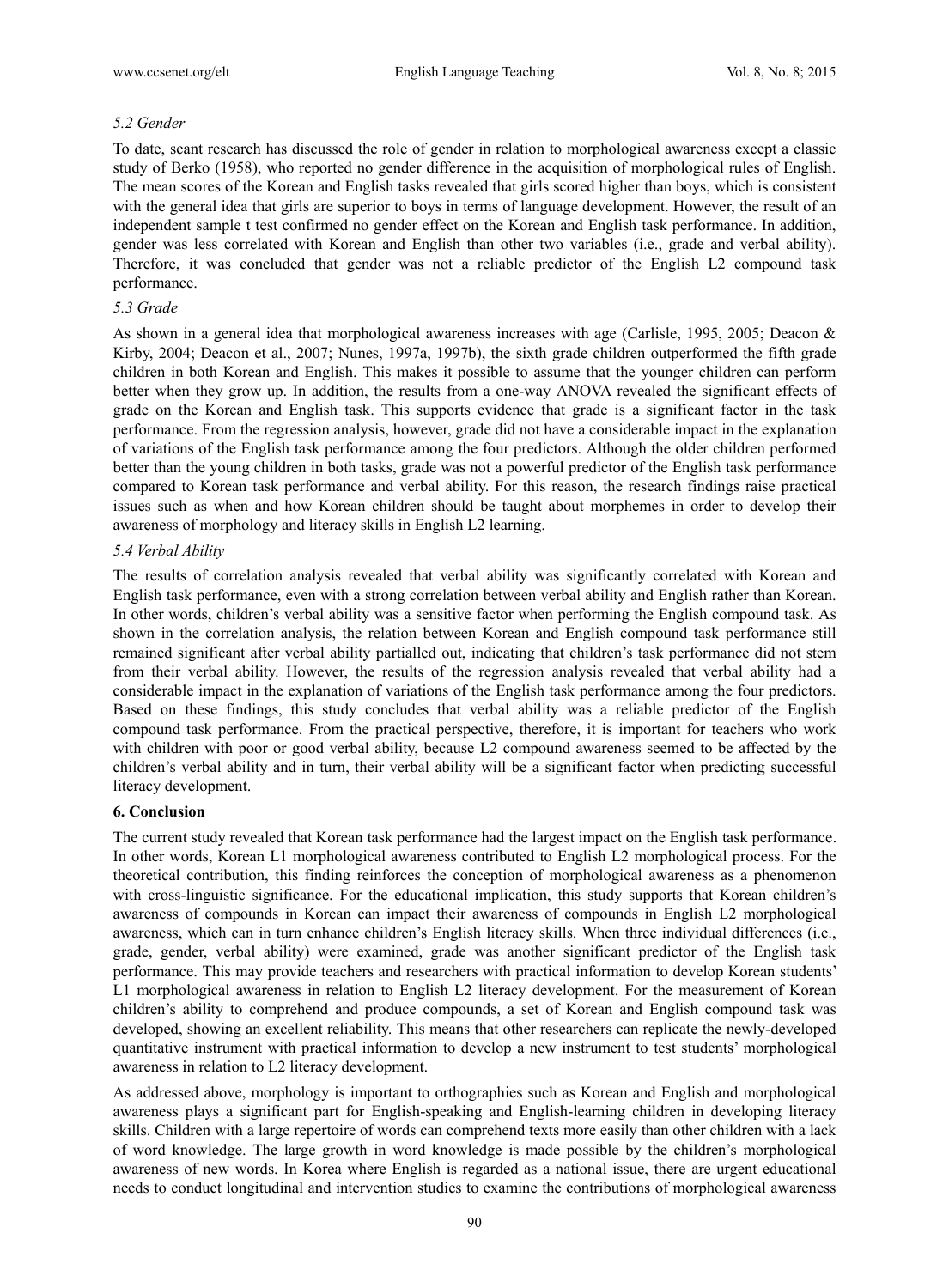### *5.2 Gender*

To date, scant research has discussed the role of gender in relation to morphological awareness except a classic study of Berko (1958), who reported no gender difference in the acquisition of morphological rules of English. The mean scores of the Korean and English tasks revealed that girls scored higher than boys, which is consistent with the general idea that girls are superior to boys in terms of language development. However, the result of an independent sample t test confirmed no gender effect on the Korean and English task performance. In addition, gender was less correlated with Korean and English than other two variables (i.e., grade and verbal ability). Therefore, it was concluded that gender was not a reliable predictor of the English L2 compound task performance.

### *5.3 Grade*

As shown in a general idea that morphological awareness increases with age (Carlisle, 1995, 2005; Deacon & Kirby, 2004; Deacon et al., 2007; Nunes, 1997a, 1997b), the sixth grade children outperformed the fifth grade children in both Korean and English. This makes it possible to assume that the younger children can perform better when they grow up. In addition, the results from a one-way ANOVA revealed the significant effects of grade on the Korean and English task. This supports evidence that grade is a significant factor in the task performance. From the regression analysis, however, grade did not have a considerable impact in the explanation of variations of the English task performance among the four predictors. Although the older children performed better than the young children in both tasks, grade was not a powerful predictor of the English task performance compared to Korean task performance and verbal ability. For this reason, the research findings raise practical issues such as when and how Korean children should be taught about morphemes in order to develop their awareness of morphology and literacy skills in English L2 learning.

### *5.4 Verbal Ability*

The results of correlation analysis revealed that verbal ability was significantly correlated with Korean and English task performance, even with a strong correlation between verbal ability and English rather than Korean. In other words, children's verbal ability was a sensitive factor when performing the English compound task. As shown in the correlation analysis, the relation between Korean and English compound task performance still remained significant after verbal ability partialled out, indicating that children's task performance did not stem from their verbal ability. However, the results of the regression analysis revealed that verbal ability had a considerable impact in the explanation of variations of the English task performance among the four predictors. Based on these findings, this study concludes that verbal ability was a reliable predictor of the English compound task performance. From the practical perspective, therefore, it is important for teachers who work with children with poor or good verbal ability, because L2 compound awareness seemed to be affected by the children's verbal ability and in turn, their verbal ability will be a significant factor when predicting successful literacy development.

## 6. Conclusion

The current study revealed that Korean task performance had the largest impact on the English task performance. In other words, Korean L1 morphological awareness contributed to English L2 morphological process. For the theoretical contribution, this finding reinforces the conception of morphological awareness as a phenomenon with cross-linguistic significance. For the educational implication, this study supports that Korean children's awareness of compounds in Korean can impact their awareness of compounds in English L2 morphological awareness, which can in turn enhance children's English literacy skills. When three individual differences (i.e., grade, gender, verbal ability) were examined, grade was another significant predictor of the English task performance. This may provide teachers and researchers with practical information to develop Korean students' L1 morphological awareness in relation to English L2 literacy development. For the measurement of Korean children's ability to comprehend and produce compounds, a set of Korean and English compound task was developed, showing an excellent reliability. This means that other researchers can replicate the newly-developed quantitative instrument with practical information to develop a new instrument to test students' morphological awareness in relation to L2 literacy development.

As addressed above, morphology is important to orthographies such as Korean and English and morphological awareness plays a significant part for English-speaking and English-learning children in developing literacy skills. Children with a large repertoire of words can comprehend texts more easily than other children with a lack of word knowledge. The large growth in word knowledge is made possible by the children's morphological awareness of new words. In Korea where English is regarded as a national issue, there are urgent educational needs to conduct longitudinal and intervention studies to examine the contributions of morphological awareness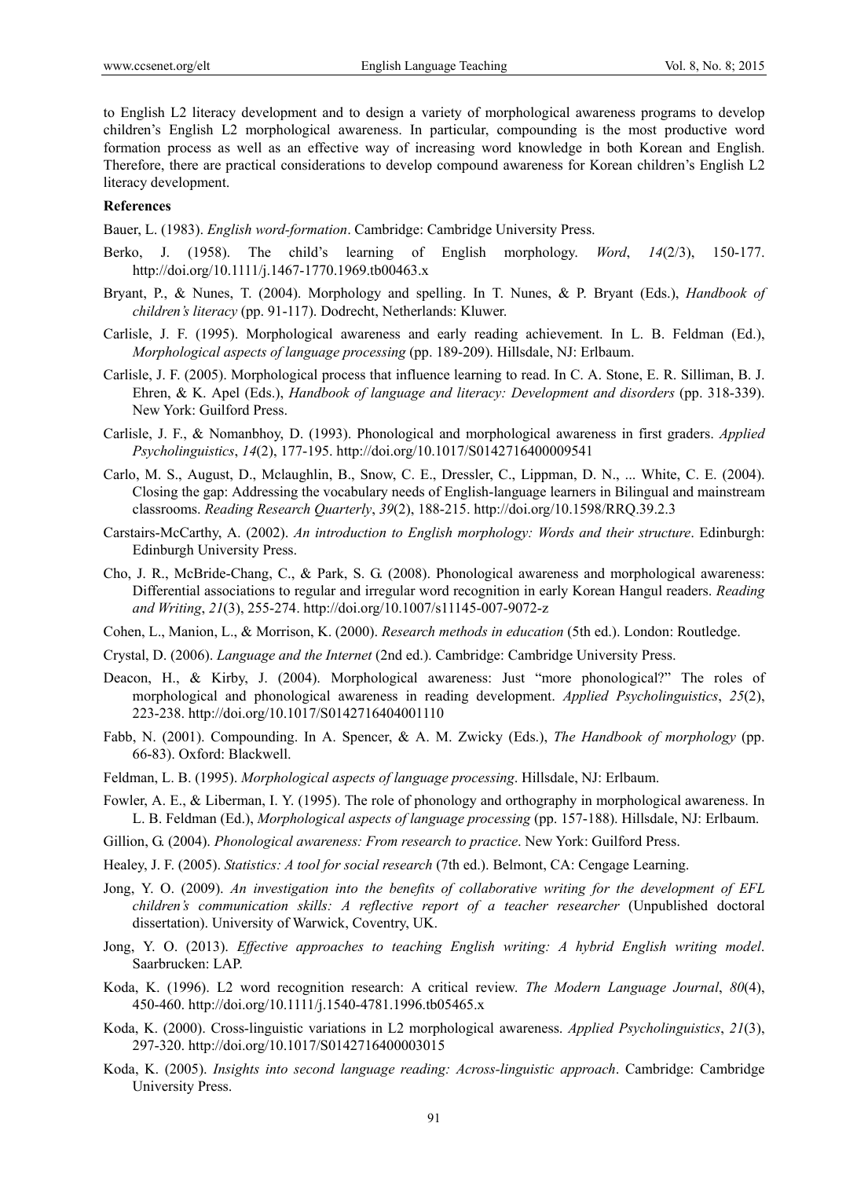to English L2 literacy development and to design a variety of morphological awareness programs to develop children's English L2 morphological awareness. In particular, compounding is the most productive word formation process as well as an effective way of increasing word knowledge in both Korean and English. Therefore, there are practical considerations to develop compound awareness for Korean children's English L2 literacy development.

**References**

Bauer, L. (1983). *English word-formation*. Cambridge: Cambridge University Press.

Berko, J. (1958). The child's learning of English morphology. *Word*, *14*(2/3), 150-177. http://doi.org/10.1111/j.1467-1770.1969.tb00463.x

Bryant, P., & Nunes, T. (2004). Morphology and spelling. In T. Nunes, & P. Bryant (Eds.), *Handbook of children's literacy* (pp. 91-117). Dodrecht, Netherlands: Kluwer.

Carlisle, J. F. (1995). Morphological awareness and early reading achievement. In L. B. Feldman (Ed.), *Morphological aspects of language processing* (pp. 189-209). Hillsdale, NJ: Erlbaum.

Carlisle, J. F. (2005). Morphological process that influence learning to read. In C. A. Stone, E. R. Silliman, B. J. Ehren, & K. Apel (Eds.), *Handbook of language and literacy: Development and disorders* (pp. 318-339). New York: Guilford Press.

Carlisle, J. F., & Nomanbhoy, D. (1993). Phonological and morphological awareness in first graders. *Applied Psycholinguistics*, *14*(2), 177-195. http://doi.org/10.1017/S0142716400009541

Carlo, M. S., August, D., Mclaughlin, B., Snow, C. E., Dressler, C., Lippman, D. N., ... White, C. E. (2004). Closing the gap: Addressing the vocabulary needs of English-language learners in Bilingual and mainstream classrooms. *Reading Research Quarterly*, *39*(2), 188-215. http://doi.org/10.1598/RRQ.39.2.3

Carstairs-McCarthy, A. (2002). *An introduction to English morphology: Words and their structure*. Edinburgh: Edinburgh University Press.

Cho, J. R., McBride-Chang, C., & Park, S. G. (2008). Phonological awareness and morphological awareness: Differential associations to regular and irregular word recognition in early Korean Hangul readers. *Reading and Writing*, *21*(3), 255-274. http://doi.org/10.1007/s11145-007-9072-z

Cohen, L., Manion, L., & Morrison, K. (2000). *Research methods in education* (5th ed.). London: Routledge.

Crystal, D. (2006). *Language and the Internet* (2nd ed.). Cambridge: Cambridge University Press.

Deacon, H., & Kirby, J. (2004). Morphological awareness: Just "more phonological?" The roles of morphological and phonological awareness in reading development. *Applied Psycholinguistics*, *25*(2), 223-238. http://doi.org/10.1017/S0142716404001110

Fabb, N. (2001). Compounding. In A. Spencer, & A. M. Zwicky (Eds.), *The Handbook of morphology* (pp. 66-83). Oxford: Blackwell.

Feldman, L. B. (1995). *Morphological aspects of language processing*. Hillsdale, NJ: Erlbaum.

Fowler, A. E., & Liberman, I. Y. (1995). The role of phonology and orthography in morphological awareness. In L. B. Feldman (Ed.), *Morphological aspects of language processing* (pp. 157-188). Hillsdale, NJ: Erlbaum.

Gillion, G. (2004). *Phonological awareness: From research to practice*. New York: Guilford Press.

Healey, J. F. (2005). *Statistics: A tool for social research* (7th ed.). Belmont, CA: Cengage Learning.

Jong, Y. O. (2009). *An investigation into the benefits of collaborative writing for the development of EFL children's communication skills: A reflective report of a teacher researcher* (Unpublished doctoral dissertation). University of Warwick, Coventry, UK.

Jong, Y. O. (2013). *Effective approaches to teaching English writing: A hybrid English writing model*. Saarbrucken: LAP.

Koda, K. (1996). L2 word recognition research: A critical review. *The Modern Language Journal*, *80*(4), 450-460. http://doi.org/10.1111/j.1540-4781.1996.tb05465.x

Koda, K. (2000). Cross-linguistic variations in L2 morphological awareness. *Applied Psycholinguistics*, *21*(3), 297-320. http://doi.org/10.1017/S0142716400003015

Koda, K. (2005). *Insights into second language reading: Across-linguistic approach*. Cambridge: Cambridge University Press.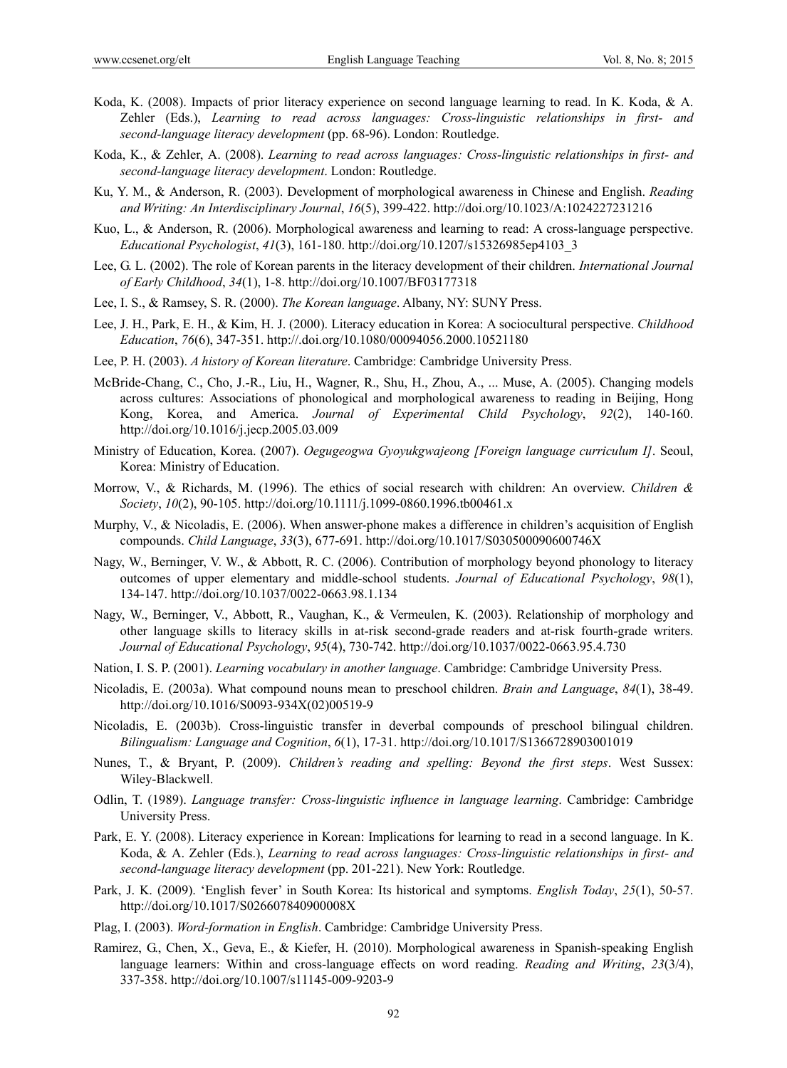Koda, K. (2008). Impacts of prior literacy experience on second language learning to read. In K. Koda, & A. Zehler (Eds.), *Learning to read across languages: Cross-linguistic relationships in first- and second-language literacy development* (pp. 68-96). London: Routledge.

Koda, K., & Zehler, A. (2008). *Learning to read across languages: Cross-linguistic relationships in first- and second-language literacy development*. London: Routledge.

Ku, Y. M., & Anderson, R. (2003). Development of morphological awareness in Chinese and English. *Reading and Writing: An Interdisciplinary Journal*, *16*(5), 399-422. http://doi.org/10.1023/A:1024227231216

Kuo, L., & Anderson, R. (2006). Morphological awareness and learning to read: A cross-language perspective. *Educational Psychologist*, *41*(3), 161-180. http://doi.org/10.1207/s15326985ep4103_3

Lee, G. L. (2002). The role of Korean parents in the literacy development of their children. *International Journal of Early Childhood*, *34*(1), 1-8. http://doi.org/10.1007/BF03177318

Lee, I. S., & Ramsey, S. R. (2000). *The Korean language*. Albany, NY: SUNY Press.

Lee, J. H., Park, E. H., & Kim, H. J. (2000). Literacy education in Korea: A sociocultural perspective. *Childhood Education*, *76*(6), 347-351. http://.doi.org/10.1080/00094056.2000.10521180

Lee, P. H. (2003). *A history of Korean literature*. Cambridge: Cambridge University Press.

McBride-Chang, C., Cho, J.-R., Liu, H., Wagner, R., Shu, H., Zhou, A., ... Muse, A. (2005). Changing models across cultures: Associations of phonological and morphological awareness to reading in Beijing, Hong Kong, Korea, and America. *Journal of Experimental Child Psychology*, *92*(2), 140-160. http://doi.org/10.1016/j.jecp.2005.03.009

Ministry of Education, Korea. (2007). *Oegugeogwa Gyoyukgwajeong [Foreign language curriculum I]*. Seoul, Korea: Ministry of Education.

Morrow, V., & Richards, M. (1996). The ethics of social research with children: An overview. *Children & Society*, *10*(2), 90-105. http://doi.org/10.1111/j.1099-0860.1996.tb00461.x

Murphy, V., & Nicoladis, E. (2006). When answer-phone makes a difference in children's acquisition of English compounds. *Child Language*, *33*(3), 677-691. http://doi.org/10.1017/S030500090600746X

Nagy, W., Berninger, V. W., & Abbott, R. C. (2006). Contribution of morphology beyond phonology to literacy outcomes of upper elementary and middle-school students. *Journal of Educational Psychology*, *98*(1), 134-147. http://doi.org/10.1037/0022-0663.98.1.134

Nagy, W., Berninger, V., Abbott, R., Vaughan, K., & Vermeulen, K. (2003). Relationship of morphology and other language skills to literacy skills in at-risk second-grade readers and at-risk fourth-grade writers. *Journal of Educational Psychology*, *95*(4), 730-742. http://doi.org/10.1037/0022-0663.95.4.730

Nation, I. S. P. (2001). *Learning vocabulary in another language*. Cambridge: Cambridge University Press.

Nicoladis, E. (2003a). What compound nouns mean to preschool children. *Brain and Language*, *84*(1), 38-49. http://doi.org/10.1016/S0093-934X(02)00519-9

Nicoladis, E. (2003b). Cross-linguistic transfer in deverbal compounds of preschool bilingual children. *Bilingualism: Language and Cognition*, *6*(1), 17-31. http://doi.org/10.1017/S1366728903001019

Nunes, T., & Bryant, P. (2009). *Children's reading and spelling: Beyond the first steps*. West Sussex: Wiley-Blackwell.

Odlin, T. (1989). *Language transfer: Cross-linguistic influence in language learning*. Cambridge: Cambridge University Press.

Park, E. Y. (2008). Literacy experience in Korean: Implications for learning to read in a second language. In K. Koda, & A. Zehler (Eds.), *Learning to read across languages: Cross-linguistic relationships in first- and second-language literacy development* (pp. 201-221). New York: Routledge.

Park, J. K. (2009). 'English fever' in South Korea: Its historical and symptoms. *English Today*, *25*(1), 50-57. http://doi.org/10.1017/S026607840900008X

Plag, I. (2003). *Word-formation in English*. Cambridge: Cambridge University Press.

Ramirez, G., Chen, X., Geva, E., & Kiefer, H. (2010). Morphological awareness in Spanish-speaking English language learners: Within and cross-language effects on word reading. *Reading and Writing*, *23*(3/4), 337-358. http://doi.org/10.1007/s11145-009-9203-9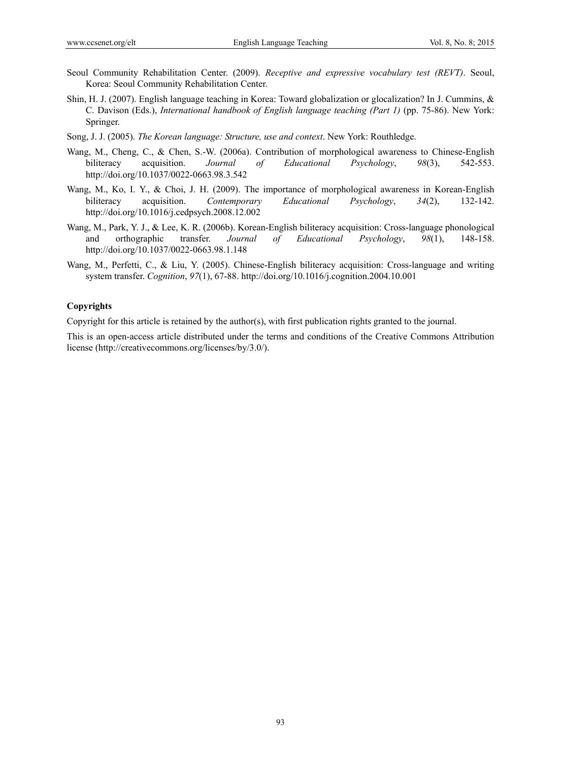Seoul Community Rehabilitation Center. (2009). *Receptive and expressive vocabulary test (REVT)*. Seoul, Korea: Seoul Community Rehabilitation Center.

Shin, H. J. (2007). English language teaching in Korea: Toward globalization or glocalization? In J. Cummins, & C. Davison (Eds.), *International handbook of English language teaching (Part 1)* (pp. 75-86). New York: Springer.

Song, J. J. (2005). *The Korean language: Structure, use and context*. New York: Routhledge.

Wang, M., Cheng, C., & Chen, S.-W. (2006a). Contribution of morphological awareness to Chinese-English biliteracy acquisition. *Journal of Educational Psychology*, *98*(3), 542-553. http://doi.org/10.1037/0022-0663.98.3.542

Wang, M., Ko, I. Y., & Choi, J. H. (2009). The importance of morphological awareness in Korean-English biliteracy acquisition. *Contemporary Educational Psychology*, *34*(2), 132-142. http://doi.org/10.1016/j.cedpsych.2008.12.002

Wang, M., Park, Y. J., & Lee, K. R. (2006b). Korean-English biliteracy acquisition: Cross-language phonological and orthographic transfer. *Journal of Educational Psychology*, *98*(1), 148-158. http://doi.org/10.1037/0022-0663.98.1.148

Wang, M., Perfetti, C., & Liu, Y. (2005). Chinese-English biliteracy acquisition: Cross-language and writing system transfer. *Cognition*, *97*(1), 67-88. http://doi.org/10.1016/j.cognition.2004.10.001

**Copyrights**

Copyright for this article is retained by the author(s), with first publication rights granted to the journal.

This is an open-access article distributed under the terms and conditions of the Creative Commons Attribution license (http://creativecommons.org/licenses/by/3.0/).